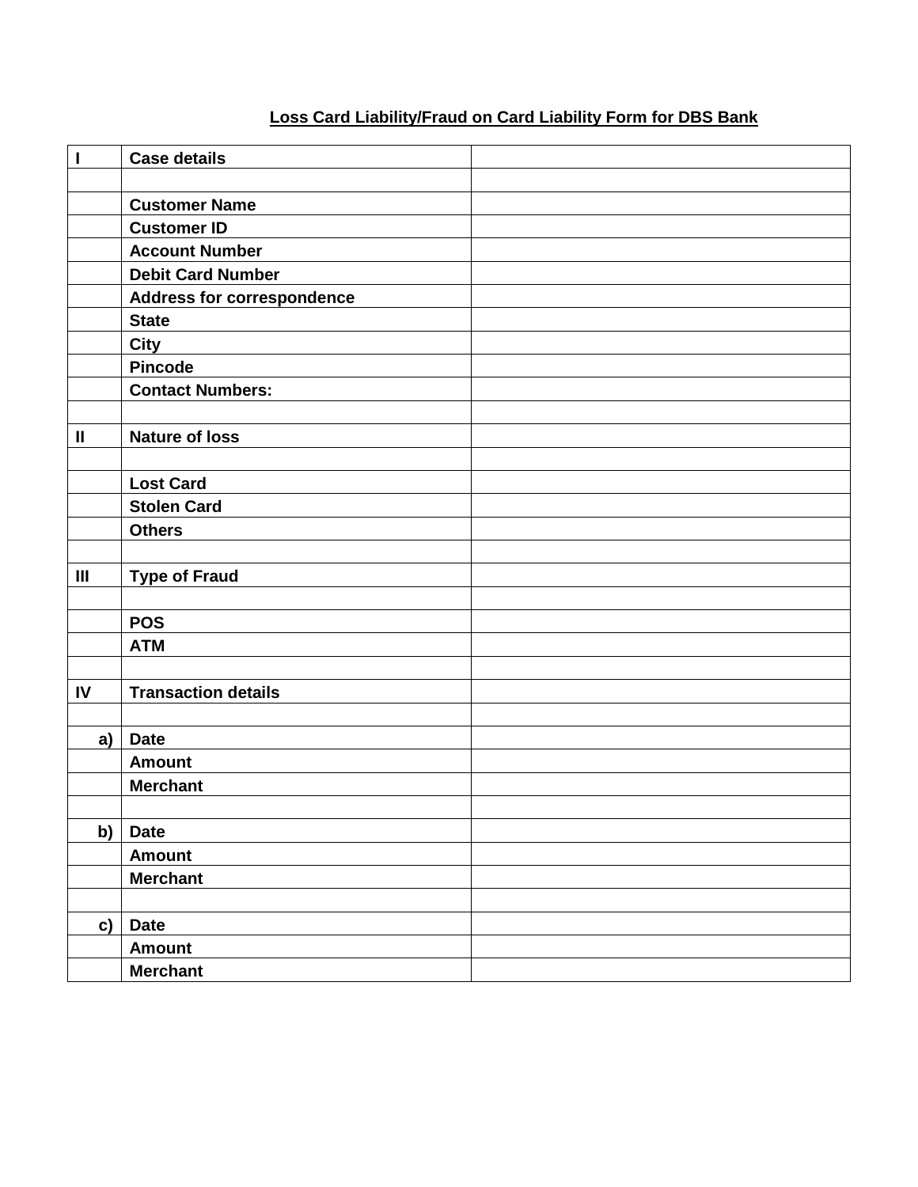**Loss Card Liability/Fraud on Card Liability Form for DBS Bank**

| I | Case details | |
|---|---|---|
| | | |
| | Customer Name | |
| | Customer ID | |
| | Account Number | |
| | Debit Card Number | |
| | Address for correspondence | |
| | State | |
| | City | |
| | Pincode | |
| | Contact Numbers: | |
| | | |
| II | Nature of loss | |
| | | |
| | Lost Card | |
| | Stolen Card | |
| | Others | |
| | | |
| III | Type of Fraud | |
| | | |
| | POS | |
| | ATM | |
| | | |
| IV | Transaction details | |
| | | |
| a) | Date | |
| | Amount | |
| | Merchant | |
| | | |
| b) | Date | |
| | Amount | |
| | Merchant | |
| | | |
| c) | Date | |
| | Amount | |
| | Merchant | |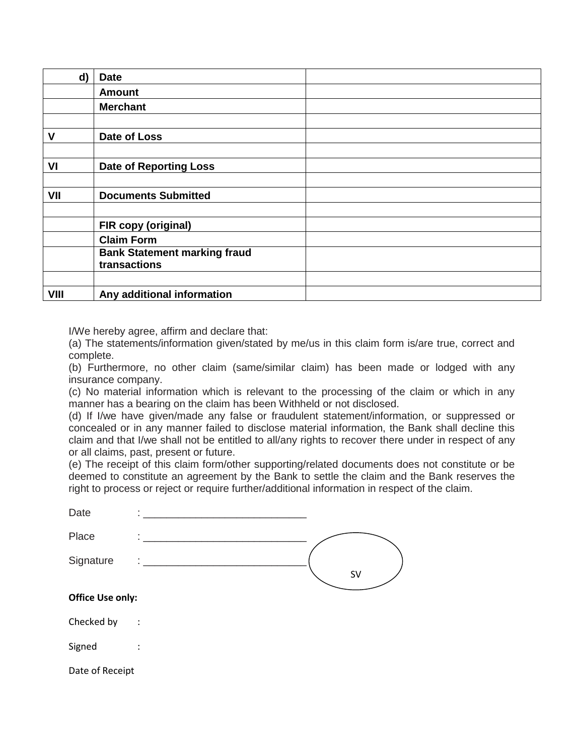| | | |
|---|---|---|
| **d)** | **Date** | |
| | **Amount** | |
| | **Merchant** | |
| | | |
| **V** | **Date of Loss** | |
| | | |
| **VI** | **Date of Reporting Loss** | |
| | | |
| **VII** | **Documents Submitted** | |
| | | |
| | **FIR copy (original)** | |
| | **Claim Form** | |
| | **Bank Statement marking fraud transactions** | |
| | | |
| **VIII** | **Any additional information** | |

I/We hereby agree, affirm and declare that:

(a) The statements/information given/stated by me/us in this claim form is/are true, correct and complete.

(b) Furthermore, no other claim (same/similar claim) has been made or lodged with any insurance company.

(c) No material information which is relevant to the processing of the claim or which in any manner has a bearing on the claim has been Withheld or not disclosed.

(d) If I/we have given/made any false or fraudulent statement/information, or suppressed or concealed or in any manner failed to disclose material information, the Bank shall decline this claim and that I/we shall not be entitled to all/any rights to recover there under in respect of any or all claims, past, present or future.

(e) The receipt of this claim form/other supporting/related documents does not constitute or be deemed to constitute an agreement by the Bank to settle the claim and the Bank reserves the right to process or reject or require further/additional information in respect of the claim.

Date : ____________________________

Place : ____________________________

Signature : ____________________________

SV

**Office Use only:**

Checked by :

Signed :

Date of Receipt